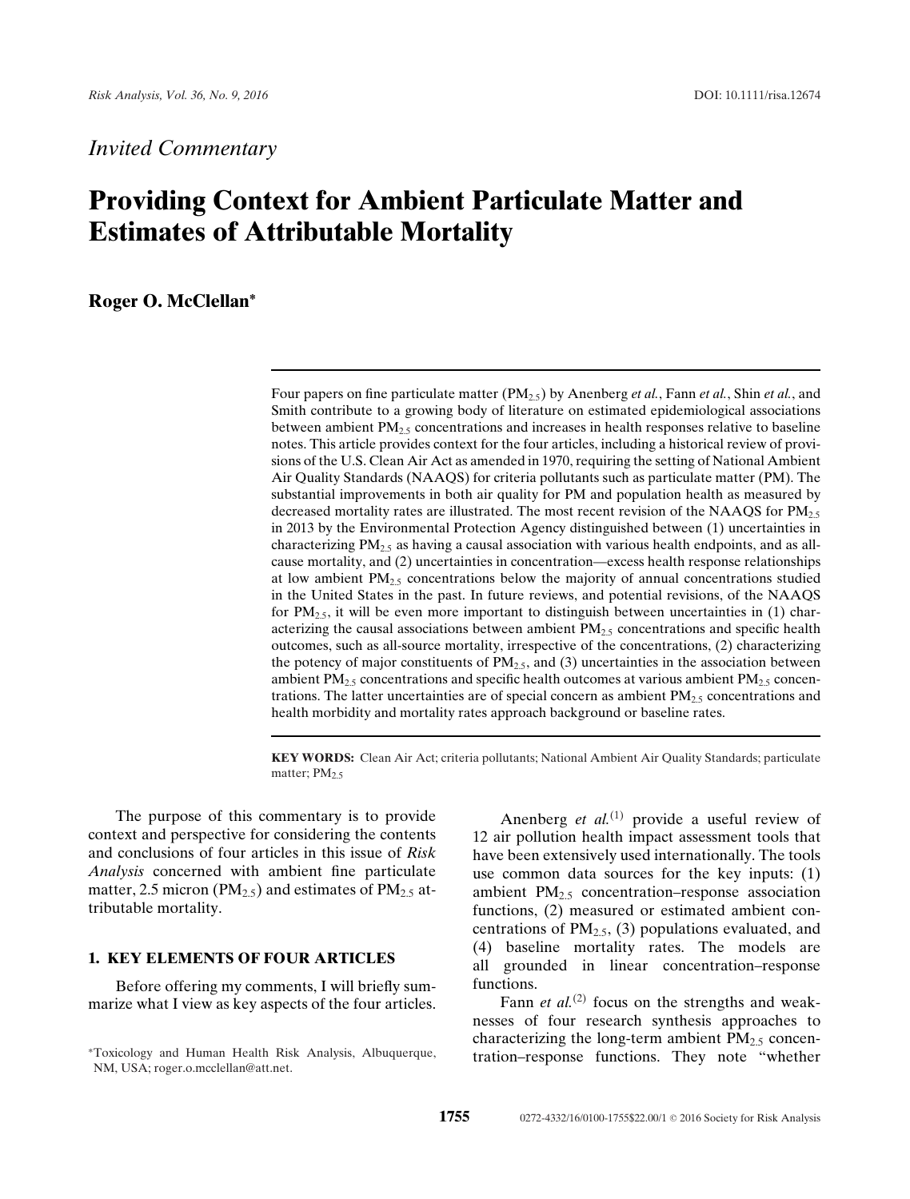*Invited Commentary*

# Providing Context for Ambient Particulate Matter and Estimates of Attributable Mortality

**Roger O. McClellan***

Four papers on fine particulate matter ($PM_{2.5}$) by Anenberg *et al.*, Fann *et al.*, Shin *et al.*, and Smith contribute to a growing body of literature on estimated epidemiological associations between ambient $PM_{2.5}$ concentrations and increases in health responses relative to baseline notes. This article provides context for the four articles, including a historical review of provisions of the U.S. Clean Air Act as amended in 1970, requiring the setting of National Ambient Air Quality Standards (NAAQS) for criteria pollutants such as particulate matter (PM). The substantial improvements in both air quality for PM and population health as measured by decreased mortality rates are illustrated. The most recent revision of the NAAQS for $PM_{2.5}$ in 2013 by the Environmental Protection Agency distinguished between (1) uncertainties in characterizing $PM_{2.5}$ as having a causal association with various health endpoints, and as all-cause mortality, and (2) uncertainties in concentration—excess health response relationships at low ambient $PM_{2.5}$ concentrations below the majority of annual concentrations studied in the United States in the past. In future reviews, and potential revisions, of the NAAQS for $PM_{2.5}$, it will be even more important to distinguish between uncertainties in (1) characterizing the causal associations between ambient $PM_{2.5}$ concentrations and specific health outcomes, such as all-source mortality, irrespective of the concentrations, (2) characterizing the potency of major constituents of $PM_{2.5}$, and (3) uncertainties in the association between ambient $PM_{2.5}$ concentrations and specific health outcomes at various ambient $PM_{2.5}$ concentrations. The latter uncertainties are of special concern as ambient $PM_{2.5}$ concentrations and health morbidity and mortality rates approach background or baseline rates.

**KEY WORDS:** Clean Air Act; criteria pollutants; National Ambient Air Quality Standards; particulate matter; $PM_{2.5}$

The purpose of this commentary is to provide context and perspective for considering the contents and conclusions of four articles in this issue of *Risk Analysis* concerned with ambient fine particulate matter, 2.5 micron ($PM_{2.5}$) and estimates of $PM_{2.5}$ attributable mortality.

## 1. KEY ELEMENTS OF FOUR ARTICLES

Before offering my comments, I will briefly summarize what I view as key aspects of the four articles.

Anenberg *et al.*[1] provide a useful review of 12 air pollution health impact assessment tools that have been extensively used internationally. The tools use common data sources for the key inputs: (1) ambient $PM_{2.5}$ concentration–response association functions, (2) measured or estimated ambient concentrations of $PM_{2.5}$, (3) populations evaluated, and (4) baseline mortality rates. The models are all grounded in linear concentration–response functions.

Fann *et al.*[2] focus on the strengths and weaknesses of four research synthesis approaches to characterizing the long-term ambient $PM_{2.5}$ concentration–response functions. They note "whether

*Toxicology and Human Health Risk Analysis, Albuquerque, NM, USA; roger.o.mcclellan@att.net.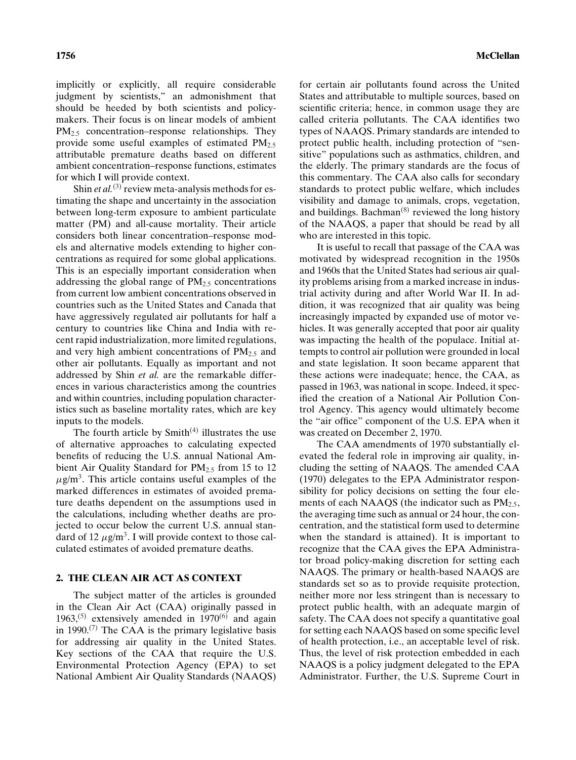implicitly or explicitly, all require considerable judgment by scientists," an admonishment that should be heeded by both scientists and policymakers. Their focus is on linear models of ambient $PM_{2.5}$ concentration–response relationships. They provide some useful examples of estimated $PM_{2.5}$ attributable premature deaths based on different ambient concentration–response functions, estimates for which I will provide context.

Shin *et al.*[3] review meta-analysis methods for estimating the shape and uncertainty in the association between long-term exposure to ambient particulate matter (PM) and all-cause mortality. Their article considers both linear concentration–response models and alternative models extending to higher concentrations as required for some global applications. This is an especially important consideration when addressing the global range of $PM_{2.5}$ concentrations from current low ambient concentrations observed in countries such as the United States and Canada that have aggressively regulated air pollutants for half a century to countries like China and India with recent rapid industrialization, more limited regulations, and very high ambient concentrations of $PM_{2.5}$ and other air pollutants. Equally as important and not addressed by Shin *et al.* are the remarkable differences in various characteristics among the countries and within countries, including population characteristics such as baseline mortality rates, which are key inputs to the models.

The fourth article by Smith[4] illustrates the use of alternative approaches to calculating expected benefits of reducing the U.S. annual National Ambient Air Quality Standard for $PM_{2.5}$ from 15 to 12 $\mu$g/m$^3$. This article contains useful examples of the marked differences in estimates of avoided premature deaths dependent on the assumptions used in the calculations, including whether deaths are projected to occur below the current U.S. annual standard of 12 $\mu$g/m$^3$. I will provide context to those calculated estimates of avoided premature deaths.

## 2. THE CLEAN AIR ACT AS CONTEXT

The subject matter of the articles is grounded in the Clean Air Act (CAA) originally passed in 1963,[5] extensively amended in 1970[6] and again in 1990.[7] The CAA is the primary legislative basis for addressing air quality in the United States. Key sections of the CAA that require the U.S. Environmental Protection Agency (EPA) to set National Ambient Air Quality Standards (NAAQS) for certain air pollutants found across the United States and attributable to multiple sources, based on scientific criteria; hence, in common usage they are called criteria pollutants. The CAA identifies two types of NAAQS. Primary standards are intended to protect public health, including protection of "sensitive" populations such as asthmatics, children, and the elderly. The primary standards are the focus of this commentary. The CAA also calls for secondary standards to protect public welfare, which includes visibility and damage to animals, crops, vegetation, and buildings. Bachman[8] reviewed the long history of the NAAQS, a paper that should be read by all who are interested in this topic.

It is useful to recall that passage of the CAA was motivated by widespread recognition in the 1950s and 1960s that the United States had serious air quality problems arising from a marked increase in industrial activity during and after World War II. In addition, it was recognized that air quality was being increasingly impacted by expanded use of motor vehicles. It was generally accepted that poor air quality was impacting the health of the populace. Initial attempts to control air pollution were grounded in local and state legislation. It soon became apparent that these actions were inadequate; hence, the CAA, as passed in 1963, was national in scope. Indeed, it specified the creation of a National Air Pollution Control Agency. This agency would ultimately become the "air office" component of the U.S. EPA when it was created on December 2, 1970.

The CAA amendments of 1970 substantially elevated the federal role in improving air quality, including the setting of NAAQS. The amended CAA (1970) delegates to the EPA Administrator responsibility for policy decisions on setting the four elements of each NAAQS (the indicator such as $PM_{2.5}$, the averaging time such as annual or 24 hour, the concentration, and the statistical form used to determine when the standard is attained). It is important to recognize that the CAA gives the EPA Administrator broad policy-making discretion for setting each NAAQS. The primary or health-based NAAQS are standards set so as to provide requisite protection, neither more nor less stringent than is necessary to protect public health, with an adequate margin of safety. The CAA does not specify a quantitative goal for setting each NAAQS based on some specific level of health protection, i.e., an acceptable level of risk. Thus, the level of risk protection embedded in each NAAQS is a policy judgment delegated to the EPA Administrator. Further, the U.S. Supreme Court in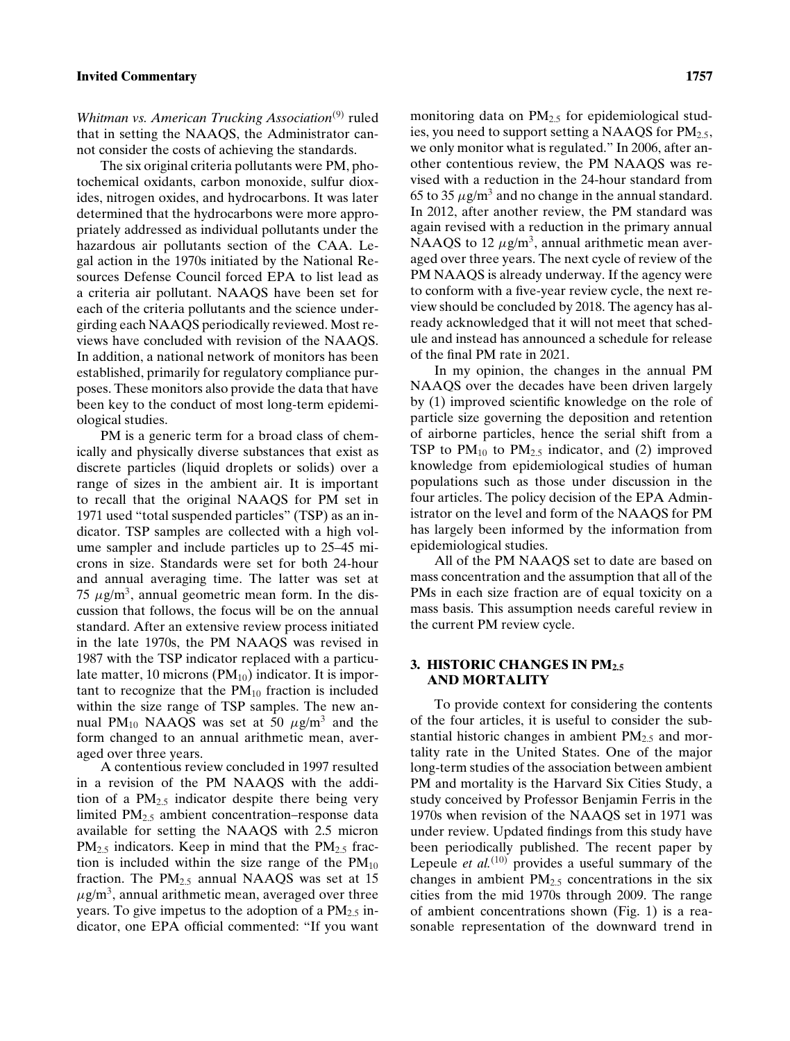*Whitman vs. American Trucking Association*[9] ruled that in setting the NAAQS, the Administrator cannot consider the costs of achieving the standards.

The six original criteria pollutants were PM, photochemical oxidants, carbon monoxide, sulfur dioxides, nitrogen oxides, and hydrocarbons. It was later determined that the hydrocarbons were more appropriately addressed as individual pollutants under the hazardous air pollutants section of the CAA. Legal action in the 1970s initiated by the National Resources Defense Council forced EPA to list lead as a criteria air pollutant. NAAQS have been set for each of the criteria pollutants and the science undergirding each NAAQS periodically reviewed. Most reviews have concluded with revision of the NAAQS. In addition, a national network of monitors has been established, primarily for regulatory compliance purposes. These monitors also provide the data that have been key to the conduct of most long-term epidemiological studies.

PM is a generic term for a broad class of chemically and physically diverse substances that exist as discrete particles (liquid droplets or solids) over a range of sizes in the ambient air. It is important to recall that the original NAAQS for PM set in 1971 used "total suspended particles" (TSP) as an indicator. TSP samples are collected with a high volume sampler and include particles up to 25–45 microns in size. Standards were set for both 24-hour and annual averaging time. The latter was set at 75 $\mu$g/m$^3$, annual geometric mean form. In the discussion that follows, the focus will be on the annual standard. After an extensive review process initiated in the late 1970s, the PM NAAQS was revised in 1987 with the TSP indicator replaced with a particulate matter, 10 microns ($PM_{10}$) indicator. It is important to recognize that the $PM_{10}$ fraction is included within the size range of TSP samples. The new annual $PM_{10}$ NAAQS was set at 50 $\mu$g/m$^3$ and the form changed to an annual arithmetic mean, averaged over three years.

A contentious review concluded in 1997 resulted in a revision of the PM NAAQS with the addition of a $PM_{2.5}$ indicator despite there being very limited $PM_{2.5}$ ambient concentration–response data available for setting the NAAQS with 2.5 micron $PM_{2.5}$ indicators. Keep in mind that the $PM_{2.5}$ fraction is included within the size range of the $PM_{10}$ fraction. The $PM_{2.5}$ annual NAAQS was set at 15 $\mu$g/m$^3$, annual arithmetic mean, averaged over three years. To give impetus to the adoption of a $PM_{2.5}$ indicator, one EPA official commented: "If you want monitoring data on $PM_{2.5}$ for epidemiological studies, you need to support setting a NAAQS for $PM_{2.5}$, we only monitor what is regulated." In 2006, after another contentious review, the PM NAAQS was revised with a reduction in the 24-hour standard from 65 to 35 $\mu$g/m$^3$ and no change in the annual standard. In 2012, after another review, the PM standard was again revised with a reduction in the primary annual NAAQS to 12 $\mu$g/m$^3$, annual arithmetic mean averaged over three years. The next cycle of review of the PM NAAQS is already underway. If the agency were to conform with a five-year review cycle, the next review should be concluded by 2018. The agency has already acknowledged that it will not meet that schedule and instead has announced a schedule for release of the final PM rate in 2021.

In my opinion, the changes in the annual PM NAAQS over the decades have been driven largely by (1) improved scientific knowledge on the role of particle size governing the deposition and retention of airborne particles, hence the serial shift from a TSP to $PM_{10}$ to $PM_{2.5}$ indicator, and (2) improved knowledge from epidemiological studies of human populations such as those under discussion in the four articles. The policy decision of the EPA Administrator on the level and form of the NAAQS for PM has largely been informed by the information from epidemiological studies.

All of the PM NAAQS set to date are based on mass concentration and the assumption that all of the PMs in each size fraction are of equal toxicity on a mass basis. This assumption needs careful review in the current PM review cycle.

## 3. HISTORIC CHANGES IN $PM_{2.5}$ AND MORTALITY

To provide context for considering the contents of the four articles, it is useful to consider the substantial historic changes in ambient $PM_{2.5}$ and mortality rate in the United States. One of the major long-term studies of the association between ambient PM and mortality is the Harvard Six Cities Study, a study conceived by Professor Benjamin Ferris in the 1970s when revision of the NAAQS set in 1971 was under review. Updated findings from this study have been periodically published. The recent paper by Lepeule *et al.*[10] provides a useful summary of the changes in ambient $PM_{2.5}$ concentrations in the six cities from the mid 1970s through 2009. The range of ambient concentrations shown (Fig. 1) is a reasonable representation of the downward trend in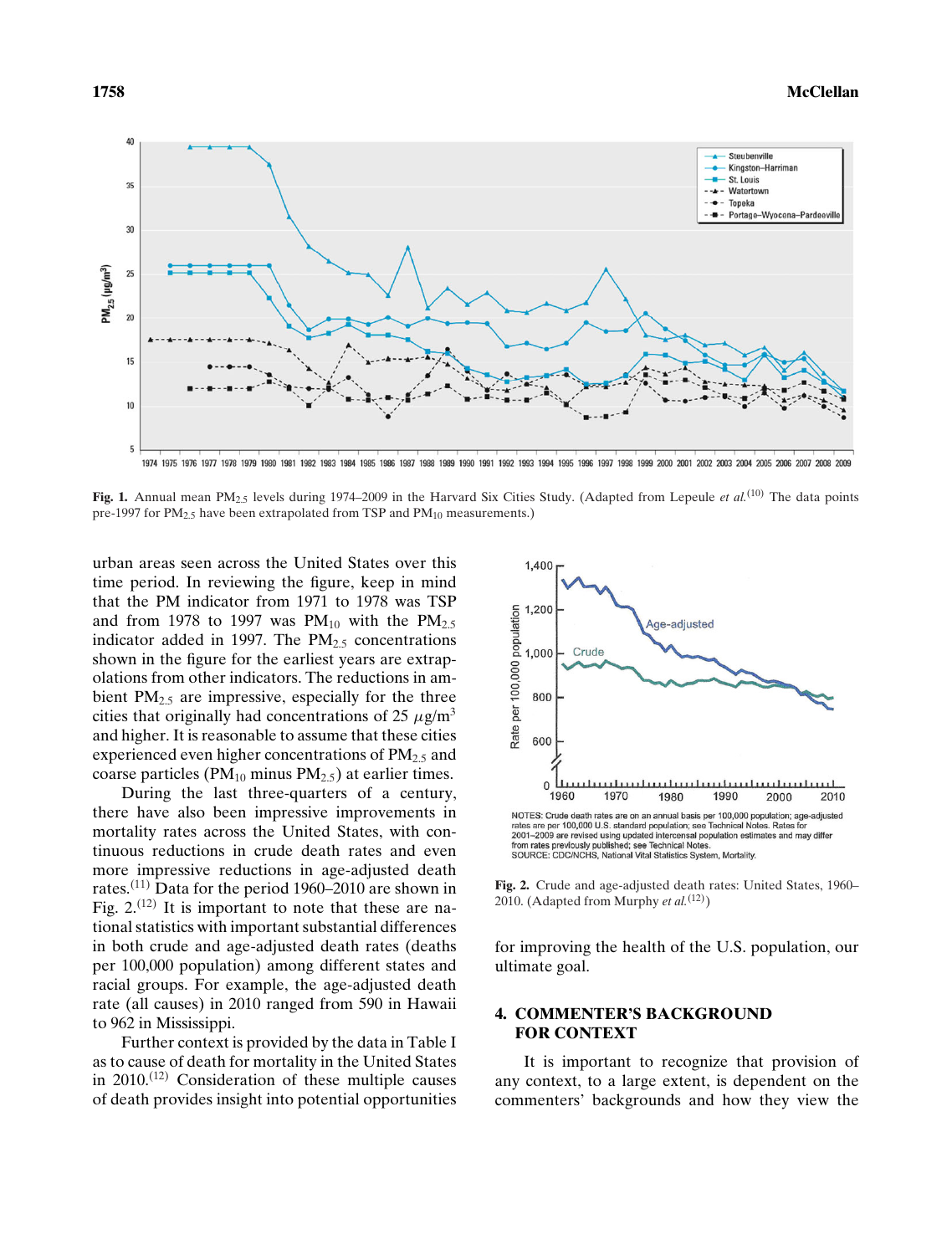**Fig. 1.** Annual mean $PM_{2.5}$ levels during 1974–2009 in the Harvard Six Cities Study. (Adapted from Lepeule *et al.*[10] The data points pre-1997 for $PM_{2.5}$ have been extrapolated from TSP and $PM_{10}$ measurements.)

urban areas seen across the United States over this time period. In reviewing the figure, keep in mind that the PM indicator from 1971 to 1978 was TSP and from 1978 to 1997 was $PM_{10}$ with the $PM_{2.5}$ indicator added in 1997. The $PM_{2.5}$ concentrations shown in the figure for the earliest years are extrapolations from other indicators. The reductions in ambient $PM_{2.5}$ are impressive, especially for the three cities that originally had concentrations of 25 $\mu g/m^3$ and higher. It is reasonable to assume that these cities experienced even higher concentrations of $PM_{2.5}$ and coarse particles ($PM_{10}$ minus $PM_{2.5}$) at earlier times.

During the last three-quarters of a century, there have also been impressive improvements in mortality rates across the United States, with continuous reductions in crude death rates and even more impressive reductions in age-adjusted death rates.[11] Data for the period 1960–2010 are shown in Fig. 2.[12] It is important to note that these are national statistics with important substantial differences in both crude and age-adjusted death rates (deaths per 100,000 population) among different states and racial groups. For example, the age-adjusted death rate (all causes) in 2010 ranged from 590 in Hawaii to 962 in Mississippi.

Further context is provided by the data in Table I as to cause of death for mortality in the United States in 2010.[12] Consideration of these multiple causes of death provides insight into potential opportunities for improving the health of the U.S. population, our ultimate goal.

NOTES: Crude death rates are on an annual basis per 100,000 population; age-adjusted rates are per 100,000 U.S. standard population; see Technical Notes. Rates for 2001–2009 are revised using updated intercensal population estimates and may differ from rates previously published; see Technical Notes.
SOURCE: CDC/NCHS, National Vital Statistics System, Mortality.

**Fig. 2.** Crude and age-adjusted death rates: United States, 1960–2010. (Adapted from Murphy *et al.*[12])

## 4. COMMENTER'S BACKGROUND FOR CONTEXT

It is important to recognize that provision of any context, to a large extent, is dependent on the commenters' backgrounds and how they view the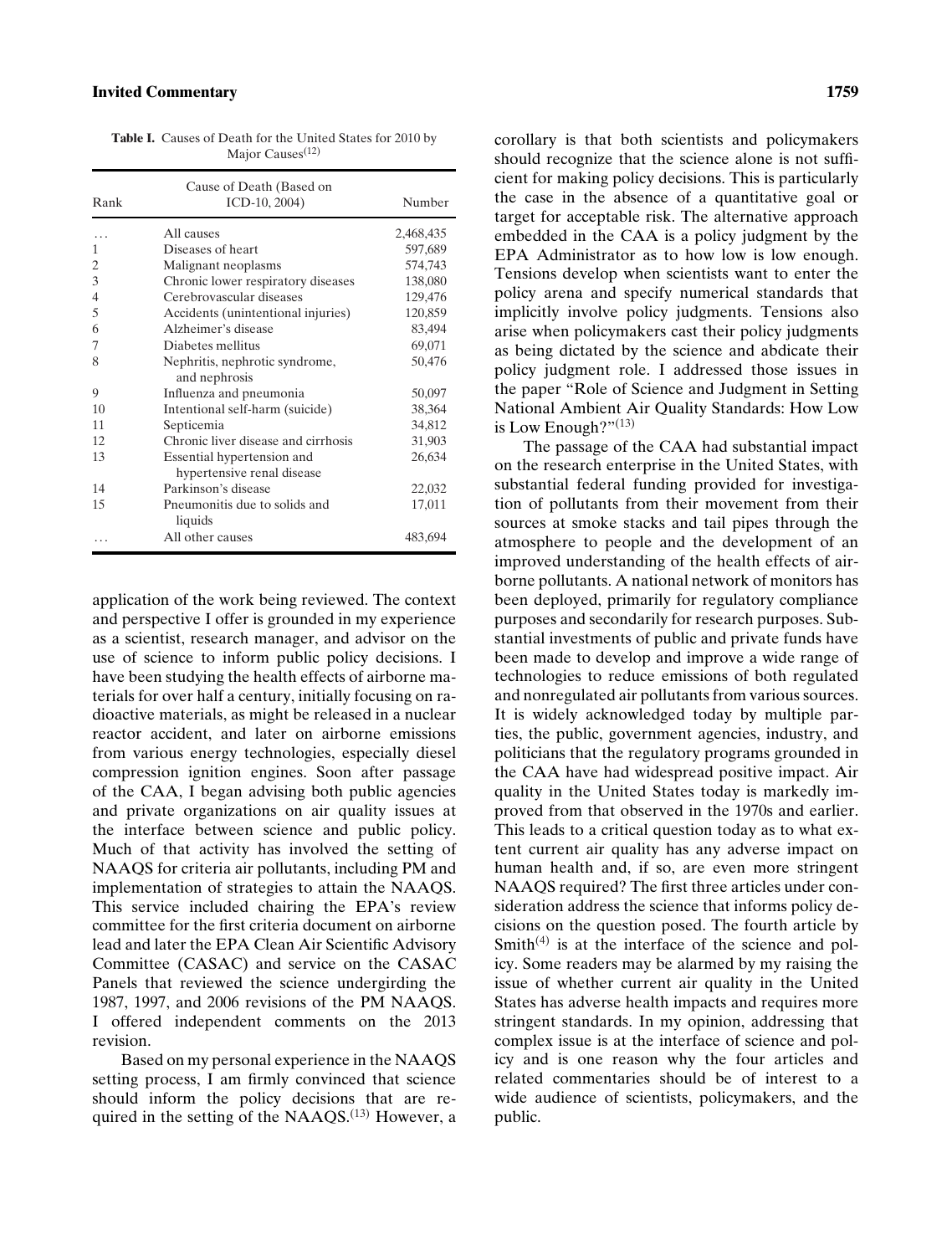**Table I.** Causes of Death for the United States for 2010 by Major Causes[12]

| Rank | Cause of Death (Based on ICD-10, 2004) | Number |
|---|---|---|
| … | All causes | 2,468,435 |
| 1 | Diseases of heart | 597,689 |
| 2 | Malignant neoplasms | 574,743 |
| 3 | Chronic lower respiratory diseases | 138,080 |
| 4 | Cerebrovascular diseases | 129,476 |
| 5 | Accidents (unintentional injuries) | 120,859 |
| 6 | Alzheimer's disease | 83,494 |
| 7 | Diabetes mellitus | 69,071 |
| 8 | Nephritis, nephrotic syndrome, and nephrosis | 50,476 |
| 9 | Influenza and pneumonia | 50,097 |
| 10 | Intentional self-harm (suicide) | 38,364 |
| 11 | Septicemia | 34,812 |
| 12 | Chronic liver disease and cirrhosis | 31,903 |
| 13 | Essential hypertension and hypertensive renal disease | 26,634 |
| 14 | Parkinson's disease | 22,032 |
| 15 | Pneumonitis due to solids and liquids | 17,011 |
| … | All other causes | 483,694 |

application of the work being reviewed. The context and perspective I offer is grounded in my experience as a scientist, research manager, and advisor on the use of science to inform public policy decisions. I have been studying the health effects of airborne materials for over half a century, initially focusing on radioactive materials, as might be released in a nuclear reactor accident, and later on airborne emissions from various energy technologies, especially diesel compression ignition engines. Soon after passage of the CAA, I began advising both public agencies and private organizations on air quality issues at the interface between science and public policy. Much of that activity has involved the setting of NAAQS for criteria air pollutants, including PM and implementation of strategies to attain the NAAQS. This service included chairing the EPA's review committee for the first criteria document on airborne lead and later the EPA Clean Air Scientific Advisory Committee (CASAC) and service on the CASAC Panels that reviewed the science undergirding the 1987, 1997, and 2006 revisions of the PM NAAQS. I offered independent comments on the 2013 revision.

Based on my personal experience in the NAAQS setting process, I am firmly convinced that science should inform the policy decisions that are required in the setting of the NAAQS.[13] However, a corollary is that both scientists and policymakers should recognize that the science alone is not sufficient for making policy decisions. This is particularly the case in the absence of a quantitative goal or target for acceptable risk. The alternative approach embedded in the CAA is a policy judgment by the EPA Administrator as to how low is low enough. Tensions develop when scientists want to enter the policy arena and specify numerical standards that implicitly involve policy judgments. Tensions also arise when policymakers cast their policy judgments as being dictated by the science and abdicate their policy judgment role. I addressed those issues in the paper "Role of Science and Judgment in Setting National Ambient Air Quality Standards: How Low is Low Enough?"[13]

The passage of the CAA had substantial impact on the research enterprise in the United States, with substantial federal funding provided for investigation of pollutants from their movement from their sources at smoke stacks and tail pipes through the atmosphere to people and the development of an improved understanding of the health effects of airborne pollutants. A national network of monitors has been deployed, primarily for regulatory compliance purposes and secondarily for research purposes. Substantial investments of public and private funds have been made to develop and improve a wide range of technologies to reduce emissions of both regulated and nonregulated air pollutants from various sources. It is widely acknowledged today by multiple parties, the public, government agencies, industry, and politicians that the regulatory programs grounded in the CAA have had widespread positive impact. Air quality in the United States today is markedly improved from that observed in the 1970s and earlier. This leads to a critical question today as to what extent current air quality has any adverse impact on human health and, if so, are even more stringent NAAQS required? The first three articles under consideration address the science that informs policy decisions on the question posed. The fourth article by Smith[4] is at the interface of the science and policy. Some readers may be alarmed by my raising the issue of whether current air quality in the United States has adverse health impacts and requires more stringent standards. In my opinion, addressing that complex issue is at the interface of science and policy and is one reason why the four articles and related commentaries should be of interest to a wide audience of scientists, policymakers, and the public.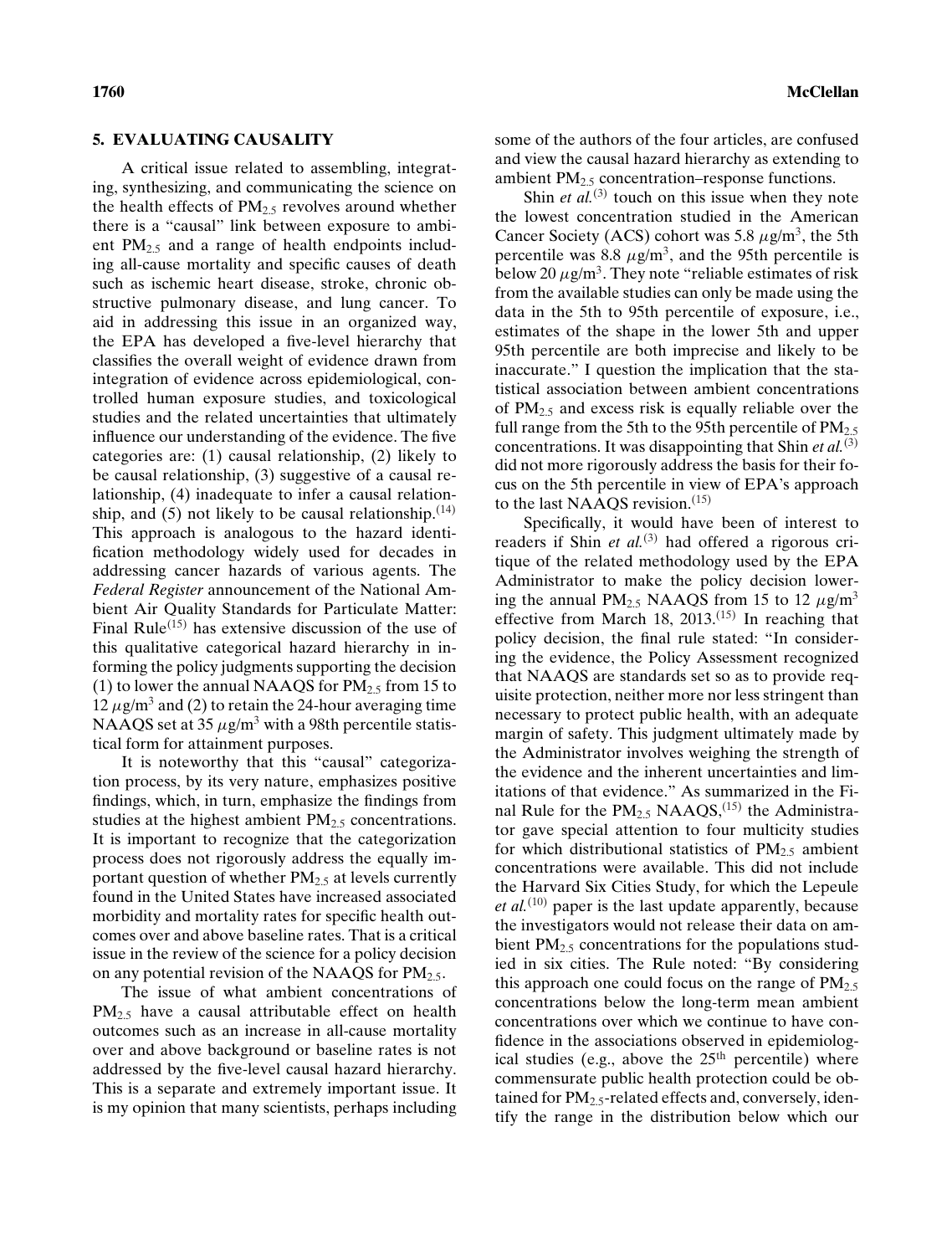## 5. EVALUATING CAUSALITY

A critical issue related to assembling, integrating, synthesizing, and communicating the science on the health effects of $PM_{2.5}$ revolves around whether there is a "causal" link between exposure to ambient $PM_{2.5}$ and a range of health endpoints including all-cause mortality and specific causes of death such as ischemic heart disease, stroke, chronic obstructive pulmonary disease, and lung cancer. To aid in addressing this issue in an organized way, the EPA has developed a five-level hierarchy that classifies the overall weight of evidence drawn from integration of evidence across epidemiological, controlled human exposure studies, and toxicological studies and the related uncertainties that ultimately influence our understanding of the evidence. The five categories are: (1) causal relationship, (2) likely to be causal relationship, (3) suggestive of a causal relationship, (4) inadequate to infer a causal relationship, and (5) not likely to be causal relationship.[14] This approach is analogous to the hazard identification methodology widely used for decades in addressing cancer hazards of various agents. The *Federal Register* announcement of the National Ambient Air Quality Standards for Particulate Matter: Final Rule[15] has extensive discussion of the use of this qualitative categorical hazard hierarchy in informing the policy judgments supporting the decision (1) to lower the annual NAAQS for $PM_{2.5}$ from 15 to 12 $\mu g/m^3$ and (2) to retain the 24-hour averaging time NAAQS set at 35 $\mu g/m^3$ with a 98th percentile statistical form for attainment purposes.

It is noteworthy that this "causal" categorization process, by its very nature, emphasizes positive findings, which, in turn, emphasize the findings from studies at the highest ambient $PM_{2.5}$ concentrations. It is important to recognize that the categorization process does not rigorously address the equally important question of whether $PM_{2.5}$ at levels currently found in the United States have increased associated morbidity and mortality rates for specific health outcomes over and above baseline rates. That is a critical issue in the review of the science for a policy decision on any potential revision of the NAAQS for $PM_{2.5}$.

The issue of what ambient concentrations of $PM_{2.5}$ have a causal attributable effect on health outcomes such as an increase in all-cause mortality over and above background or baseline rates is not addressed by the five-level causal hazard hierarchy. This is a separate and extremely important issue. It is my opinion that many scientists, perhaps including some of the authors of the four articles, are confused and view the causal hazard hierarchy as extending to ambient $PM_{2.5}$ concentration–response functions.

Shin *et al.*[3] touch on this issue when they note the lowest concentration studied in the American Cancer Society (ACS) cohort was 5.8 $\mu g/m^3$, the 5th percentile was 8.8 $\mu g/m^3$, and the 95th percentile is below 20 $\mu g/m^3$. They note "reliable estimates of risk from the available studies can only be made using the data in the 5th to 95th percentile of exposure, i.e., estimates of the shape in the lower 5th and upper 95th percentile are both imprecise and likely to be inaccurate." I question the implication that the statistical association between ambient concentrations of $PM_{2.5}$ and excess risk is equally reliable over the full range from the 5th to the 95th percentile of $PM_{2.5}$ concentrations. It was disappointing that Shin *et al.*[3] did not more rigorously address the basis for their focus on the 5th percentile in view of EPA's approach to the last NAAQS revision.[15]

Specifically, it would have been of interest to readers if Shin *et al.*[3] had offered a rigorous critique of the related methodology used by the EPA Administrator to make the policy decision lowering the annual $PM_{2.5}$ NAAQS from 15 to 12 $\mu g/m^3$ effective from March 18, 2013.[15] In reaching that policy decision, the final rule stated: "In considering the evidence, the Policy Assessment recognized that NAAQS are standards set so as to provide requisite protection, neither more nor less stringent than necessary to protect public health, with an adequate margin of safety. This judgment ultimately made by the Administrator involves weighing the strength of the evidence and the inherent uncertainties and limitations of that evidence." As summarized in the Final Rule for the $PM_{2.5}$ NAAQS,[15] the Administrator gave special attention to four multicity studies for which distributional statistics of $PM_{2.5}$ ambient concentrations were available. This did not include the Harvard Six Cities Study, for which the Lepeule *et al.*[10] paper is the last update apparently, because the investigators would not release their data on ambient $PM_{2.5}$ concentrations for the populations studied in six cities. The Rule noted: "By considering this approach one could focus on the range of $PM_{2.5}$ concentrations below the long-term mean ambient concentrations over which we continue to have confidence in the associations observed in epidemiological studies (e.g., above the 25th percentile) where commensurate public health protection could be obtained for $PM_{2.5}$-related effects and, conversely, identify the range in the distribution below which our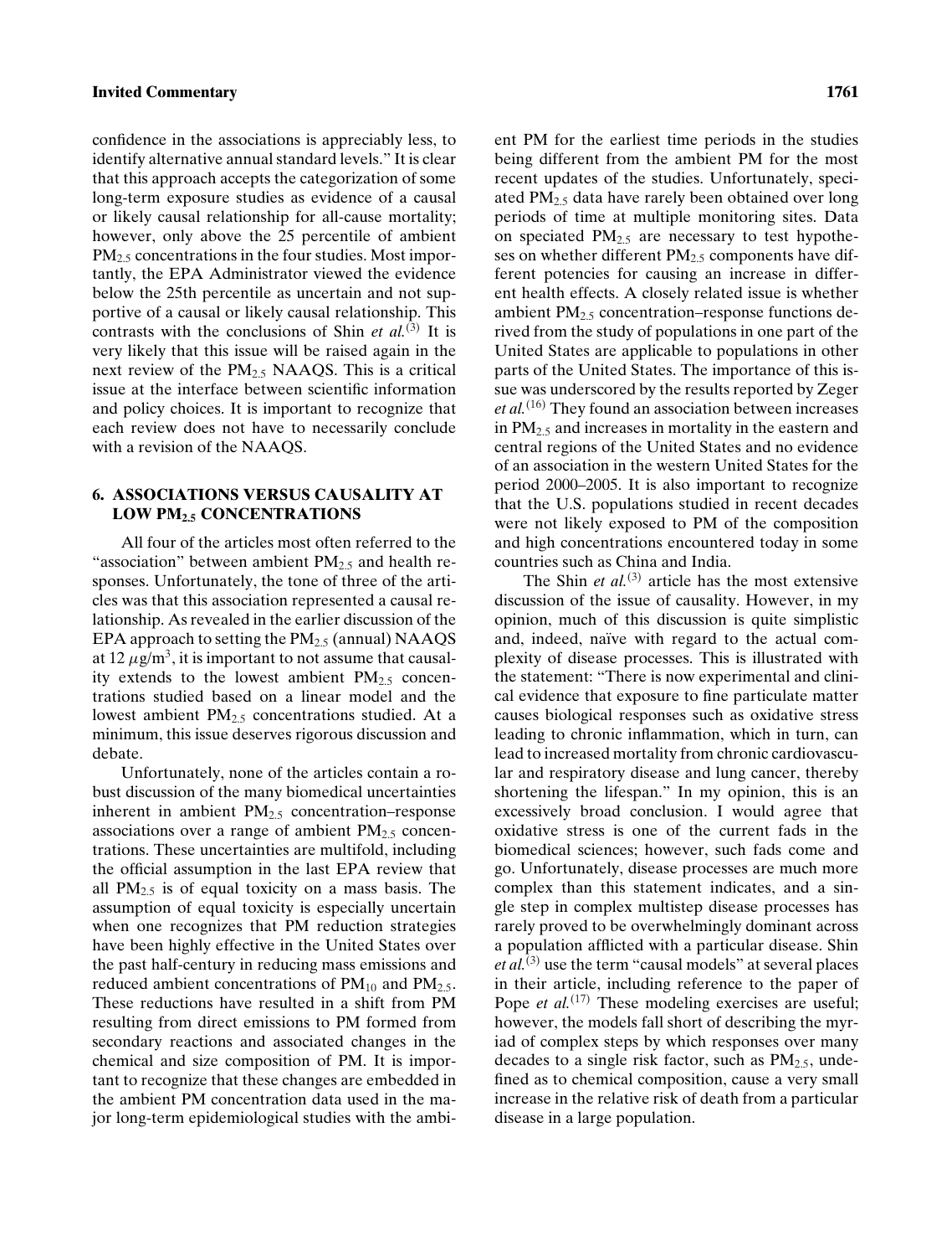confidence in the associations is appreciably less, to identify alternative annual standard levels." It is clear that this approach accepts the categorization of some long-term exposure studies as evidence of a causal or likely causal relationship for all-cause mortality; however, only above the 25 percentile of ambient $PM_{2.5}$ concentrations in the four studies. Most importantly, the EPA Administrator viewed the evidence below the 25th percentile as uncertain and not supportive of a causal or likely causal relationship. This contrasts with the conclusions of Shin *et al.*[3] It is very likely that this issue will be raised again in the next review of the $PM_{2.5}$ NAAQS. This is a critical issue at the interface between scientific information and policy choices. It is important to recognize that each review does not have to necessarily conclude with a revision of the NAAQS.

## 6. ASSOCIATIONS VERSUS CAUSALITY AT LOW $PM_{2.5}$ CONCENTRATIONS

All four of the articles most often referred to the "association" between ambient $PM_{2.5}$ and health responses. Unfortunately, the tone of three of the articles was that this association represented a causal relationship. As revealed in the earlier discussion of the EPA approach to setting the $PM_{2.5}$ (annual) NAAQS at 12 $\mu g/m^3$, it is important to not assume that causality extends to the lowest ambient $PM_{2.5}$ concentrations studied based on a linear model and the lowest ambient $PM_{2.5}$ concentrations studied. At a minimum, this issue deserves rigorous discussion and debate.

Unfortunately, none of the articles contain a robust discussion of the many biomedical uncertainties inherent in ambient $PM_{2.5}$ concentration–response associations over a range of ambient $PM_{2.5}$ concentrations. These uncertainties are multifold, including the official assumption in the last EPA review that all $PM_{2.5}$ is of equal toxicity on a mass basis. The assumption of equal toxicity is especially uncertain when one recognizes that PM reduction strategies have been highly effective in the United States over the past half-century in reducing mass emissions and reduced ambient concentrations of $PM_{10}$ and $PM_{2.5}$. These reductions have resulted in a shift from PM resulting from direct emissions to PM formed from secondary reactions and associated changes in the chemical and size composition of PM. It is important to recognize that these changes are embedded in the ambient PM concentration data used in the major long-term epidemiological studies with the ambient PM for the earliest time periods in the studies being different from the ambient PM for the most recent updates of the studies. Unfortunately, speciated $PM_{2.5}$ data have rarely been obtained over long periods of time at multiple monitoring sites. Data on speciated $PM_{2.5}$ are necessary to test hypotheses on whether different $PM_{2.5}$ components have different potencies for causing an increase in different health effects. A closely related issue is whether ambient $PM_{2.5}$ concentration–response functions derived from the study of populations in one part of the United States are applicable to populations in other parts of the United States. The importance of this issue was underscored by the results reported by Zeger *et al.*[16] They found an association between increases in $PM_{2.5}$ and increases in mortality in the eastern and central regions of the United States and no evidence of an association in the western United States for the period 2000–2005. It is also important to recognize that the U.S. populations studied in recent decades were not likely exposed to PM of the composition and high concentrations encountered today in some countries such as China and India.

The Shin *et al.*[3] article has the most extensive discussion of the issue of causality. However, in my opinion, much of this discussion is quite simplistic and, indeed, naïve with regard to the actual complexity of disease processes. This is illustrated with the statement: "There is now experimental and clinical evidence that exposure to fine particulate matter causes biological responses such as oxidative stress leading to chronic inflammation, which in turn, can lead to increased mortality from chronic cardiovascular and respiratory disease and lung cancer, thereby shortening the lifespan." In my opinion, this is an excessively broad conclusion. I would agree that oxidative stress is one of the current fads in the biomedical sciences; however, such fads come and go. Unfortunately, disease processes are much more complex than this statement indicates, and a single step in complex multistep disease processes has rarely proved to be overwhelmingly dominant across a population afflicted with a particular disease. Shin *et al.*[3] use the term "causal models" at several places in their article, including reference to the paper of Pope *et al.*[17] These modeling exercises are useful; however, the models fall short of describing the myriad of complex steps by which responses over many decades to a single risk factor, such as $PM_{2.5}$, undefined as to chemical composition, cause a very small increase in the relative risk of death from a particular disease in a large population.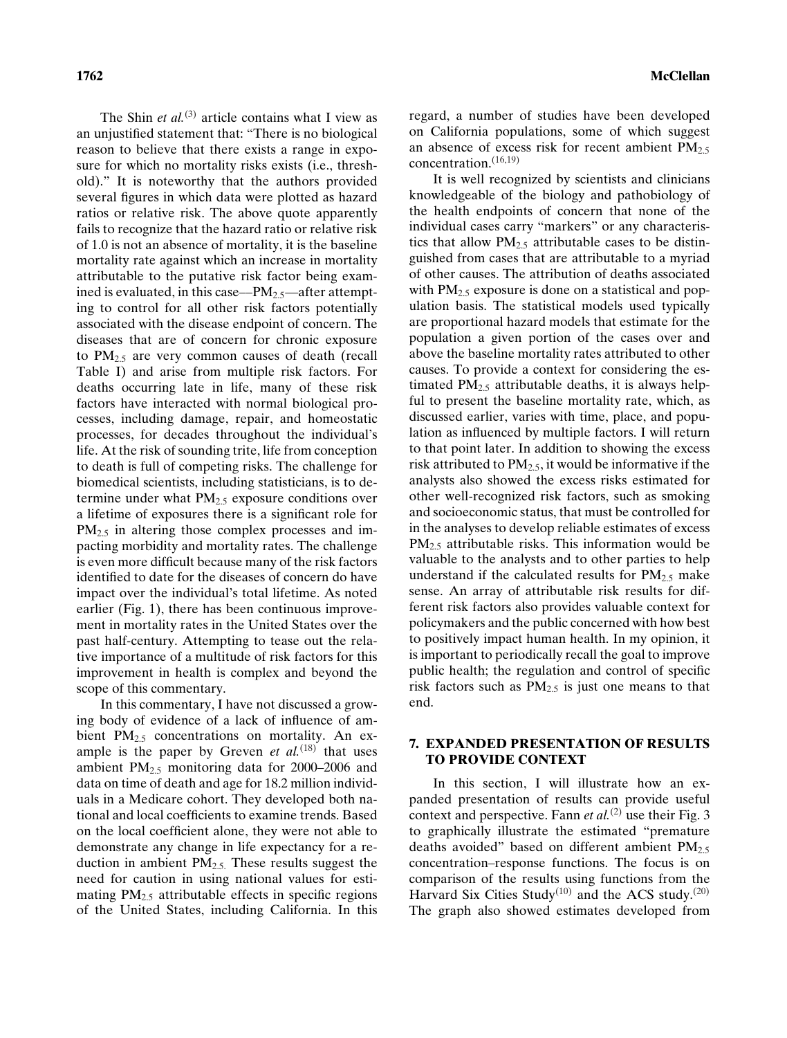The Shin *et al.*[3] article contains what I view as an unjustified statement that: "There is no biological reason to believe that there exists a range in exposure for which no mortality risks exists (i.e., threshold)." It is noteworthy that the authors provided several figures in which data were plotted as hazard ratios or relative risk. The above quote apparently fails to recognize that the hazard ratio or relative risk of 1.0 is not an absence of mortality, it is the baseline mortality rate against which an increase in mortality attributable to the putative risk factor being examined is evaluated, in this case—$PM_{2.5}$—after attempting to control for all other risk factors potentially associated with the disease endpoint of concern. The diseases that are of concern for chronic exposure to $PM_{2.5}$ are very common causes of death (recall Table I) and arise from multiple risk factors. For deaths occurring late in life, many of these risk factors have interacted with normal biological processes, including damage, repair, and homeostatic processes, for decades throughout the individual's life. At the risk of sounding trite, life from conception to death is full of competing risks. The challenge for biomedical scientists, including statisticians, is to determine under what $PM_{2.5}$ exposure conditions over a lifetime of exposures there is a significant role for $PM_{2.5}$ in altering those complex processes and impacting morbidity and mortality rates. The challenge is even more difficult because many of the risk factors identified to date for the diseases of concern do have impact over the individual's total lifetime. As noted earlier (Fig. 1), there has been continuous improvement in mortality rates in the United States over the past half-century. Attempting to tease out the relative importance of a multitude of risk factors for this improvement in health is complex and beyond the scope of this commentary.

In this commentary, I have not discussed a growing body of evidence of a lack of influence of ambient $PM_{2.5}$ concentrations on mortality. An example is the paper by Greven *et al.*[18] that uses ambient $PM_{2.5}$ monitoring data for 2000–2006 and data on time of death and age for 18.2 million individuals in a Medicare cohort. They developed both national and local coefficients to examine trends. Based on the local coefficient alone, they were not able to demonstrate any change in life expectancy for a reduction in ambient $PM_{2.5}$. These results suggest the need for caution in using national values for estimating $PM_{2.5}$ attributable effects in specific regions of the United States, including California. In this regard, a number of studies have been developed on California populations, some of which suggest an absence of excess risk for recent ambient $PM_{2.5}$ concentration.[16,19]

It is well recognized by scientists and clinicians knowledgeable of the biology and pathobiology of the health endpoints of concern that none of the individual cases carry "markers" or any characteristics that allow $PM_{2.5}$ attributable cases to be distinguished from cases that are attributable to a myriad of other causes. The attribution of deaths associated with $PM_{2.5}$ exposure is done on a statistical and population basis. The statistical models used typically are proportional hazard models that estimate for the population a given portion of the cases over and above the baseline mortality rates attributed to other causes. To provide a context for considering the estimated $PM_{2.5}$ attributable deaths, it is always helpful to present the baseline mortality rate, which, as discussed earlier, varies with time, place, and population as influenced by multiple factors. I will return to that point later. In addition to showing the excess risk attributed to $PM_{2.5}$, it would be informative if the analysts also showed the excess risks estimated for other well-recognized risk factors, such as smoking and socioeconomic status, that must be controlled for in the analyses to develop reliable estimates of excess $PM_{2.5}$ attributable risks. This information would be valuable to the analysts and to other parties to help understand if the calculated results for $PM_{2.5}$ make sense. An array of attributable risk results for different risk factors also provides valuable context for policymakers and the public concerned with how best to positively impact human health. In my opinion, it is important to periodically recall the goal to improve public health; the regulation and control of specific risk factors such as $PM_{2.5}$ is just one means to that end.

## 7. EXPANDED PRESENTATION OF RESULTS TO PROVIDE CONTEXT

In this section, I will illustrate how an expanded presentation of results can provide useful context and perspective. Fann *et al.*[2] use their Fig. 3 to graphically illustrate the estimated "premature deaths avoided" based on different ambient $PM_{2.5}$ concentration–response functions. The focus is on comparison of the results using functions from the Harvard Six Cities Study[10] and the ACS study.[20] The graph also showed estimates developed from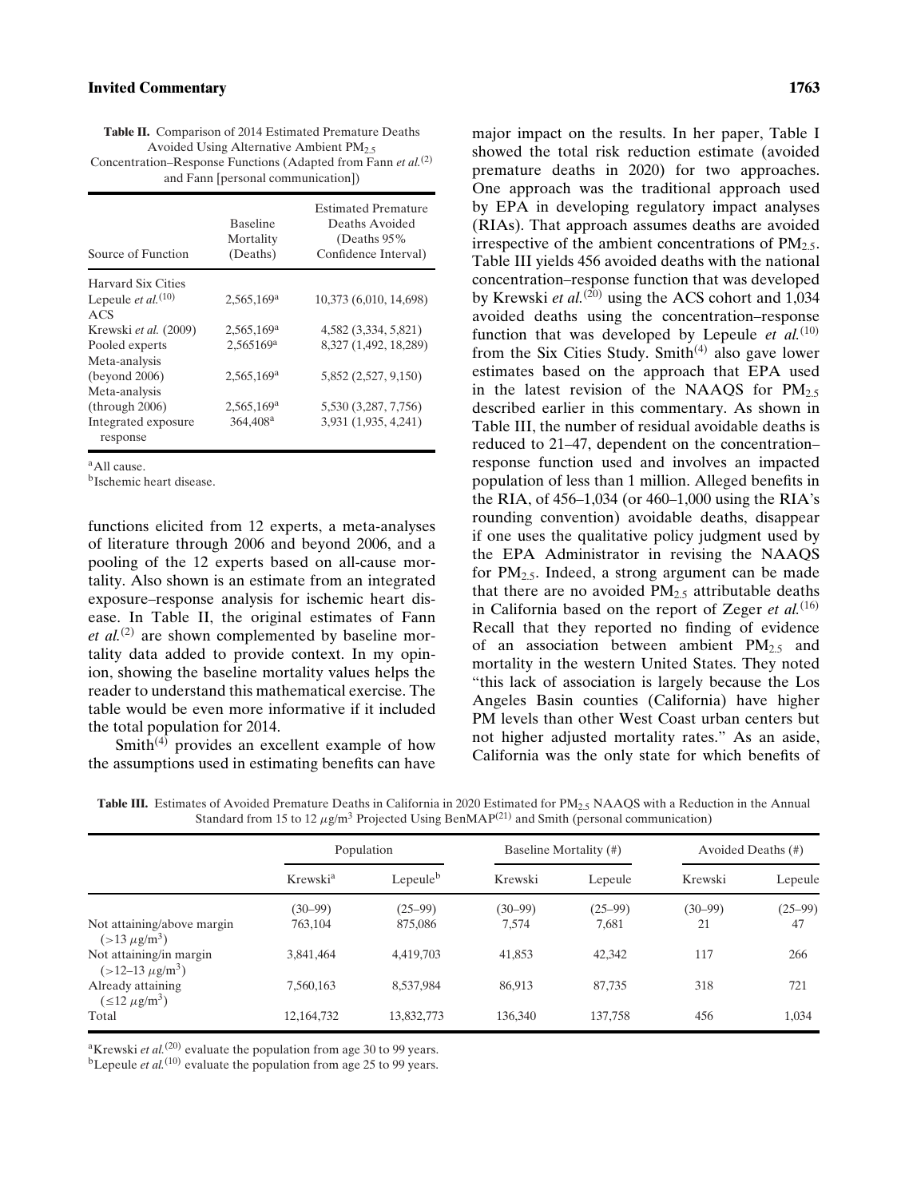**Table II.** Comparison of 2014 Estimated Premature Deaths Avoided Using Alternative Ambient $PM_{2.5}$ Concentration–Response Functions (Adapted from Fann *et al.*[2] and Fann [personal communication])

| Source of Function | Baseline Mortality (Deaths) | Estimated Premature Deaths Avoided (Deaths 95% Confidence Interval) |
|---|---|---|
| Harvard Six Cities | | |
| Lepeule *et al.*[10] | 2,565,169[a] | 10,373 (6,010, 14,698) |
| ACS | | |
| Krewski *et al.* (2009) | 2,565,169[a] | 4,582 (3,334, 5,821) |
| Pooled experts | 2,565169[a] | 8,327 (1,492, 18,289) |
| Meta-analysis (beyond 2006) | 2,565,169[a] | 5,852 (2,527, 9,150) |
| Meta-analysis (through 2006) | 2,565,169[a] | 5,530 (3,287, 7,756) |
| Integrated exposure response | 364,408[a] | 3,931 (1,935, 4,241) |

[a]All cause.
[b]Ischemic heart disease.

functions elicited from 12 experts, a meta-analyses of literature through 2006 and beyond 2006, and a pooling of the 12 experts based on all-cause mortality. Also shown is an estimate from an integrated exposure–response analysis for ischemic heart disease. In Table II, the original estimates of Fann *et al.*[2] are shown complemented by baseline mortality data added to provide context. In my opinion, showing the baseline mortality values helps the reader to understand this mathematical exercise. The table would be even more informative if it included the total population for 2014.

Smith[4] provides an excellent example of how the assumptions used in estimating benefits can have major impact on the results. In her paper, Table I showed the total risk reduction estimate (avoided premature deaths in 2020) for two approaches. One approach was the traditional approach used by EPA in developing regulatory impact analyses (RIAs). That approach assumes deaths are avoided irrespective of the ambient concentrations of $PM_{2.5}$. Table III yields 456 avoided deaths with the national concentration–response function that was developed by Krewski *et al.*[20] using the ACS cohort and 1,034 avoided deaths using the concentration–response function that was developed by Lepeule *et al.*[10] from the Six Cities Study. Smith[4] also gave lower estimates based on the approach that EPA used in the latest revision of the NAAQS for $PM_{2.5}$ described earlier in this commentary. As shown in Table III, the number of residual avoidable deaths is reduced to 21–47, dependent on the concentration–response function used and involves an impacted population of less than 1 million. Alleged benefits in the RIA, of 456–1,034 (or 460–1,000 using the RIA's rounding convention) avoidable deaths, disappear if one uses the qualitative policy judgment used by the EPA Administrator in revising the NAAQS for $PM_{2.5}$. Indeed, a strong argument can be made that there are no avoided $PM_{2.5}$ attributable deaths in California based on the report of Zeger *et al.*[16] Recall that they reported no finding of evidence of an association between ambient $PM_{2.5}$ and mortality in the western United States. They noted "this lack of association is largely because the Los Angeles Basin counties (California) have higher PM levels than other West Coast urban centers but not higher adjusted mortality rates." As an aside, California was the only state for which benefits of

**Table III.** Estimates of Avoided Premature Deaths in California in 2020 Estimated for $PM_{2.5}$ NAAQS with a Reduction in the Annual Standard from 15 to 12 $\mu g/m^3$ Projected Using BenMAP[21] and Smith (personal communication)

| | Population | | Baseline Mortality (#) | | Avoided Deaths (#) | |
|---|---|---|---|---|---|---|
| | Krewski[a] | Lepeule[b] | Krewski | Lepeule | Krewski | Lepeule |
| | (30–99) | (25–99) | (30–99) | (25–99) | (30–99) | (25–99) |
| Not attaining/above margin ($>13\ \mu g/m^3$) | 763,104 | 875,086 | 7,574 | 7,681 | 21 | 47 |
| Not attaining/in margin ($>12$–$13\ \mu g/m^3$) | 3,841,464 | 4,419,703 | 41,853 | 42,342 | 117 | 266 |
| Already attaining ($\leq 12\ \mu g/m^3$) | 7,560,163 | 8,537,984 | 86,913 | 87,735 | 318 | 721 |
| Total | 12,164,732 | 13,832,773 | 136,340 | 137,758 | 456 | 1,034 |

[a]Krewski *et al.*[20] evaluate the population from age 30 to 99 years.
[b]Lepeule *et al.*[10] evaluate the population from age 25 to 99 years.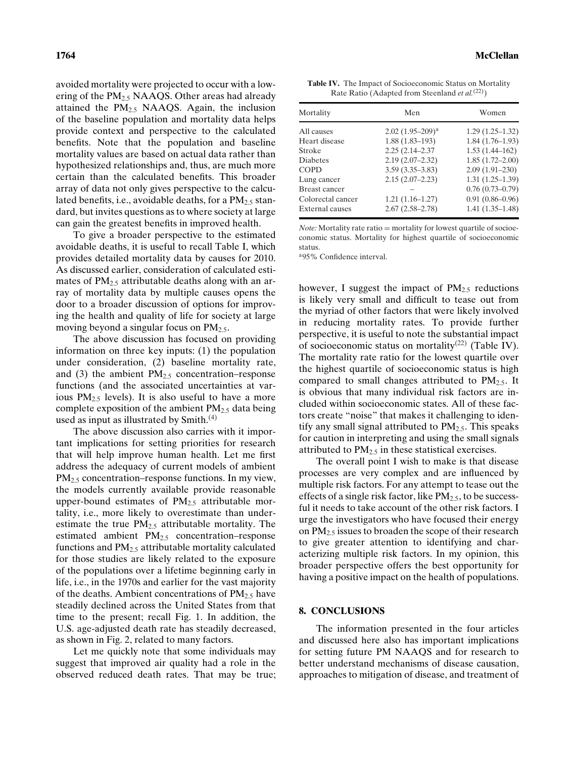avoided mortality were projected to occur with a lowering of the $PM_{2.5}$ NAAQS. Other areas had already attained the $PM_{2.5}$ NAAQS. Again, the inclusion of the baseline population and mortality data helps provide context and perspective to the calculated benefits. Note that the population and baseline mortality values are based on actual data rather than hypothesized relationships and, thus, are much more certain than the calculated benefits. This broader array of data not only gives perspective to the calculated benefits, i.e., avoidable deaths, for a $PM_{2.5}$ standard, but invites questions as to where society at large can gain the greatest benefits in improved health.

To give a broader perspective to the estimated avoidable deaths, it is useful to recall Table I, which provides detailed mortality data by causes for 2010. As discussed earlier, consideration of calculated estimates of $PM_{2.5}$ attributable deaths along with an array of mortality data by multiple causes opens the door to a broader discussion of options for improving the health and quality of life for society at large moving beyond a singular focus on $PM_{2.5}$.

The above discussion has focused on providing information on three key inputs: (1) the population under consideration, (2) baseline mortality rate, and (3) the ambient $PM_{2.5}$ concentration–response functions (and the associated uncertainties at various $PM_{2.5}$ levels). It is also useful to have a more complete exposition of the ambient $PM_{2.5}$ data being used as input as illustrated by Smith.[4]

The above discussion also carries with it important implications for setting priorities for research that will help improve human health. Let me first address the adequacy of current models of ambient $PM_{2.5}$ concentration–response functions. In my view, the models currently available provide reasonable upper-bound estimates of $PM_{2.5}$ attributable mortality, i.e., more likely to overestimate than underestimate the true $PM_{2.5}$ attributable mortality. The estimated ambient $PM_{2.5}$ concentration–response functions and $PM_{2.5}$ attributable mortality calculated for those studies are likely related to the exposure of the populations over a lifetime beginning early in life, i.e., in the 1970s and earlier for the vast majority of the deaths. Ambient concentrations of $PM_{2.5}$ have steadily declined across the United States from that time to the present; recall Fig. 1. In addition, the U.S. age-adjusted death rate has steadily decreased, as shown in Fig. 2, related to many factors.

Let me quickly note that some individuals may suggest that improved air quality had a role in the observed reduced death rates. That may be true; however, I suggest the impact of $PM_{2.5}$ reductions is likely very small and difficult to tease out from the myriad of other factors that were likely involved in reducing mortality rates. To provide further perspective, it is useful to note the substantial impact of socioeconomic status on mortality[22] (Table IV). The mortality rate ratio for the lowest quartile over the highest quartile of socioeconomic status is high compared to small changes attributed to $PM_{2.5}$. It is obvious that many individual risk factors are included within socioeconomic states. All of these factors create "noise" that makes it challenging to identify any small signal attributed to $PM_{2.5}$. This speaks for caution in interpreting and using the small signals attributed to $PM_{2.5}$ in these statistical exercises.

**Table IV.** The Impact of Socioeconomic Status on Mortality Rate Ratio (Adapted from Steenland *et al.*[22])

| Mortality | Men | Women |
|---|---|---|
| All causes | 2.02 (1.95–209)[a] | 1.29 (1.25–1.32) |
| Heart disease | 1.88 (1.83–193) | 1.84 (1.76–1.93) |
| Stroke | 2.25 (2.14–2.37 | 1.53 (1.44–162) |
| Diabetes | 2.19 (2.07–2.32) | 1.85 (1.72–2.00) |
| COPD | 3.59 (3.35–3.83) | 2.09 (1.91–230) |
| Lung cancer | 2.15 (2.07–2.23) | 1.31 (1.25–1.39) |
| Breast cancer | – | 0.76 (0.73–0.79) |
| Colorectal cancer | 1.21 (1.16–1.27) | 0.91 (0.86–0.96) |
| External causes | 2.67 (2.58–2.78) | 1.41 (1.35–1.48) |

*Note:* Mortality rate ratio = mortality for lowest quartile of socioeconomic status. Mortality for highest quartile of socioeconomic status.

[a]95% Confidence interval.

The overall point I wish to make is that disease processes are very complex and are influenced by multiple risk factors. For any attempt to tease out the effects of a single risk factor, like $PM_{2.5}$, to be successful it needs to take account of the other risk factors. I urge the investigators who have focused their energy on $PM_{2.5}$ issues to broaden the scope of their research to give greater attention to identifying and characterizing multiple risk factors. In my opinion, this broader perspective offers the best opportunity for having a positive impact on the health of populations.

## 8. CONCLUSIONS

The information presented in the four articles and discussed here also has important implications for setting future PM NAAQS and for research to better understand mechanisms of disease causation, approaches to mitigation of disease, and treatment of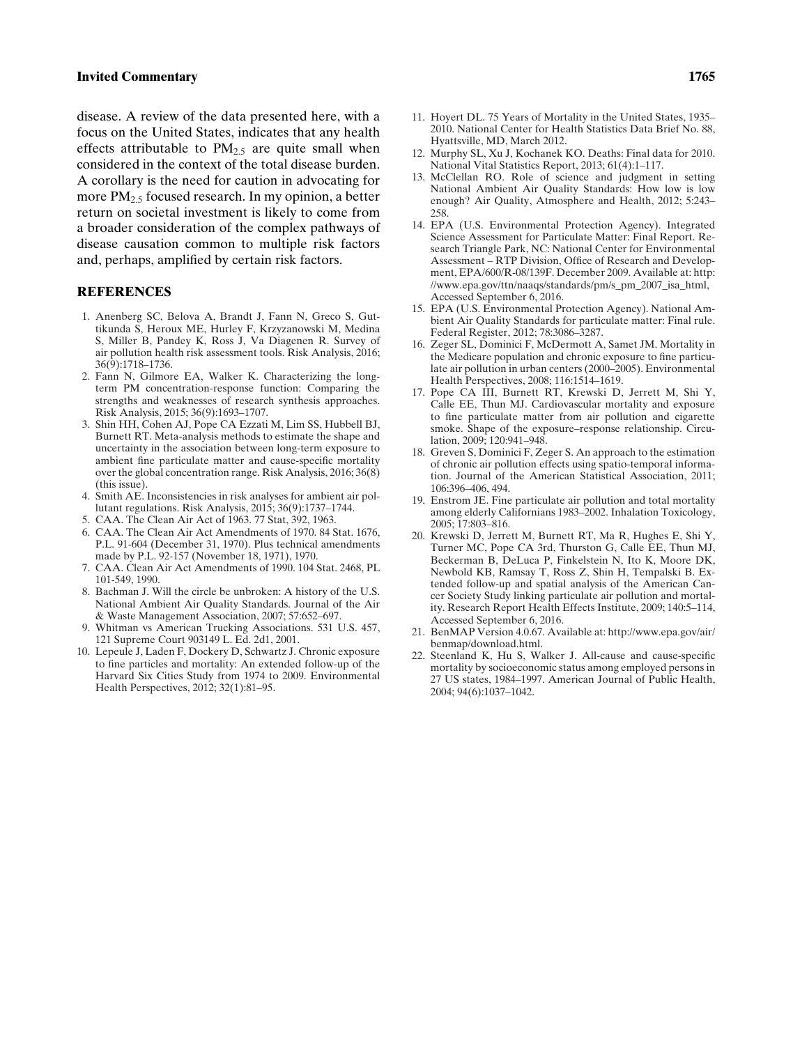disease. A review of the data presented here, with a focus on the United States, indicates that any health effects attributable to $PM_{2.5}$ are quite small when considered in the context of the total disease burden. A corollary is the need for caution in advocating for more $PM_{2.5}$ focused research. In my opinion, a better return on societal investment is likely to come from a broader consideration of the complex pathways of disease causation common to multiple risk factors and, perhaps, amplified by certain risk factors.

## REFERENCES

1. Anenberg SC, Belova A, Brandt J, Fann N, Greco S, Guttikunda S, Heroux ME, Hurley F, Krzyzanowski M, Medina S, Miller B, Pandey K, Ross J, Va Diagenen R. Survey of air pollution health risk assessment tools. Risk Analysis, 2016; 36(9):1718–1736.
2. Fann N, Gilmore EA, Walker K. Characterizing the long-term PM concentration-response function: Comparing the strengths and weaknesses of research synthesis approaches. Risk Analysis, 2015; 36(9):1693–1707.
3. Shin HH, Cohen AJ, Pope CA Ezzati M, Lim SS, Hubbell BJ, Burnett RT. Meta-analysis methods to estimate the shape and uncertainty in the association between long-term exposure to ambient fine particulate matter and cause-specific mortality over the global concentration range. Risk Analysis, 2016; 36(8) (this issue).
4. Smith AE. Inconsistencies in risk analyses for ambient air pollutant regulations. Risk Analysis, 2015; 36(9):1737–1744.
5. CAA. The Clean Air Act of 1963. 77 Stat, 392, 1963.
6. CAA. The Clean Air Act Amendments of 1970. 84 Stat. 1676, P.L. 91-604 (December 31, 1970). Plus technical amendments made by P.L. 92-157 (November 18, 1971), 1970.
7. CAA. Clean Air Act Amendments of 1990. 104 Stat. 2468, PL 101-549, 1990.
8. Bachman J. Will the circle be unbroken: A history of the U.S. National Ambient Air Quality Standards. Journal of the Air & Waste Management Association, 2007; 57:652–697.
9. Whitman vs American Trucking Associations. 531 U.S. 457, 121 Supreme Court 903149 L. Ed. 2d1, 2001.
10. Lepeule J, Laden F, Dockery D, Schwartz J. Chronic exposure to fine particles and mortality: An extended follow-up of the Harvard Six Cities Study from 1974 to 2009. Environmental Health Perspectives, 2012; 32(1):81–95.
11. Hoyert DL. 75 Years of Mortality in the United States, 1935–2010. National Center for Health Statistics Data Brief No. 88, Hyattsville, MD, March 2012.
12. Murphy SL, Xu J, Kochanek KO. Deaths: Final data for 2010. National Vital Statistics Report, 2013; 61(4):1–117.
13. McClellan RO. Role of science and judgment in setting National Ambient Air Quality Standards: How low is low enough? Air Quality, Atmosphere and Health, 2012; 5:243–258.
14. EPA (U.S. Environmental Protection Agency). Integrated Science Assessment for Particulate Matter: Final Report. Research Triangle Park, NC: National Center for Environmental Assessment – RTP Division, Office of Research and Development, EPA/600/R-08/139F. December 2009. Available at: http://www.epa.gov/ttn/naaqs/standards/pm/s_pm_2007_isa_html, Accessed September 6, 2016.
15. EPA (U.S. Environmental Protection Agency). National Ambient Air Quality Standards for particulate matter: Final rule. Federal Register, 2012; 78:3086–3287.
16. Zeger SL, Dominici F, McDermott A, Samet JM. Mortality in the Medicare population and chronic exposure to fine particulate air pollution in urban centers (2000–2005). Environmental Health Perspectives, 2008; 116:1514–1619.
17. Pope CA III, Burnett RT, Krewski D, Jerrett M, Shi Y, Calle EE, Thun MJ. Cardiovascular mortality and exposure to fine particulate matter from air pollution and cigarette smoke. Shape of the exposure–response relationship. Circulation, 2009; 120:941–948.
18. Greven S, Dominici F, Zeger S. An approach to the estimation of chronic air pollution effects using spatio-temporal information. Journal of the American Statistical Association, 2011; 106:396–406, 494.
19. Enstrom JE. Fine particulate air pollution and total mortality among elderly Californians 1983–2002. Inhalation Toxicology, 2005; 17:803–816.
20. Krewski D, Jerrett M, Burnett RT, Ma R, Hughes E, Shi Y, Turner MC, Pope CA 3rd, Thurston G, Calle EE, Thun MJ, Beckerman B, DeLuca P, Finkelstein N, Ito K, Moore DK, Newbold KB, Ramsay T, Ross Z, Shin H, Tempalski B. Extended follow-up and spatial analysis of the American Cancer Society Study linking particulate air pollution and mortality. Research Report Health Effects Institute, 2009; 140:5–114, Accessed September 6, 2016.
21. BenMAP Version 4.0.67. Available at: http://www.epa.gov/air/benmap/download.html.
22. Steenland K, Hu S, Walker J. All-cause and cause-specific mortality by socioeconomic status among employed persons in 27 US states, 1984–1997. American Journal of Public Health, 2004; 94(6):1037–1042.